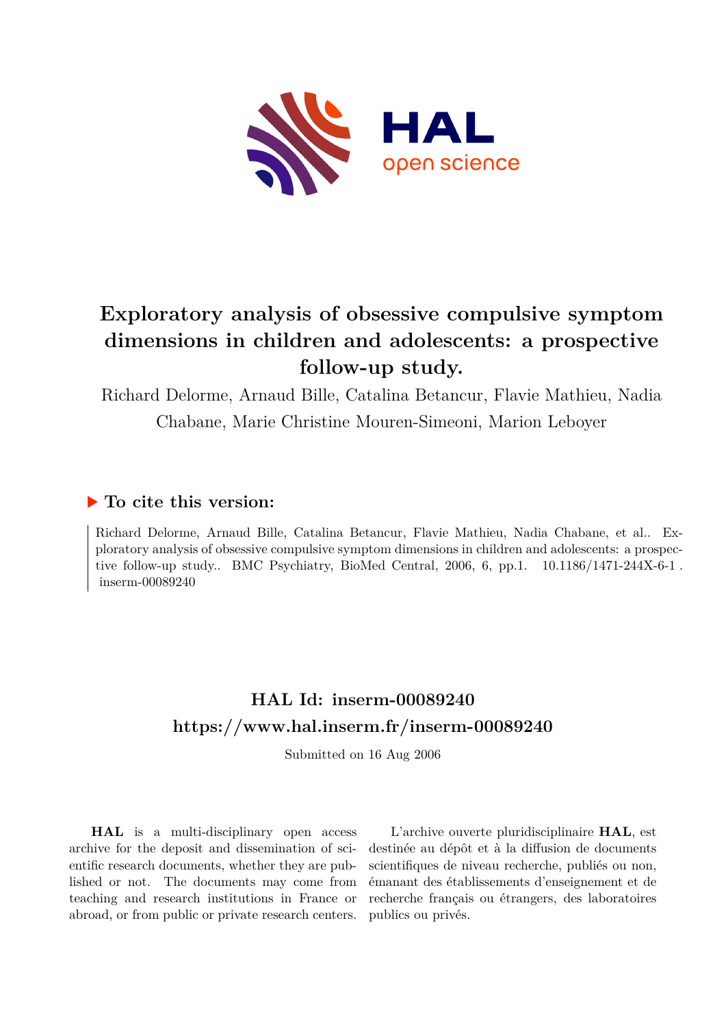# Exploratory analysis of obsessive compulsive symptom dimensions in children and adolescents: a prospective follow-up study.

Richard Delorme, Arnaud Bille, Catalina Betancur, Flavie Mathieu, Nadia Chabane, Marie Christine Mouren-Simeoni, Marion Leboyer

## ▶ To cite this version:

Richard Delorme, Arnaud Bille, Catalina Betancur, Flavie Mathieu, Nadia Chabane, et al.. Exploratory analysis of obsessive compulsive symptom dimensions in children and adolescents: a prospective follow-up study.. BMC Psychiatry, BioMed Central, 2006, 6, pp.1. 10.1186/1471-244X-6-1 . inserm-00089240

## HAL Id: inserm-00089240
## https://www.hal.inserm.fr/inserm-00089240

Submitted on 16 Aug 2006

**HAL** is a multi-disciplinary open access archive for the deposit and dissemination of scientific research documents, whether they are published or not. The documents may come from teaching and research institutions in France or abroad, or from public or private research centers.

L'archive ouverte pluridisciplinaire **HAL**, est destinée au dépôt et à la diffusion de documents scientifiques de niveau recherche, publiés ou non, émanant des établissements d'enseignement et de recherche français ou étrangers, des laboratoires publics ou privés.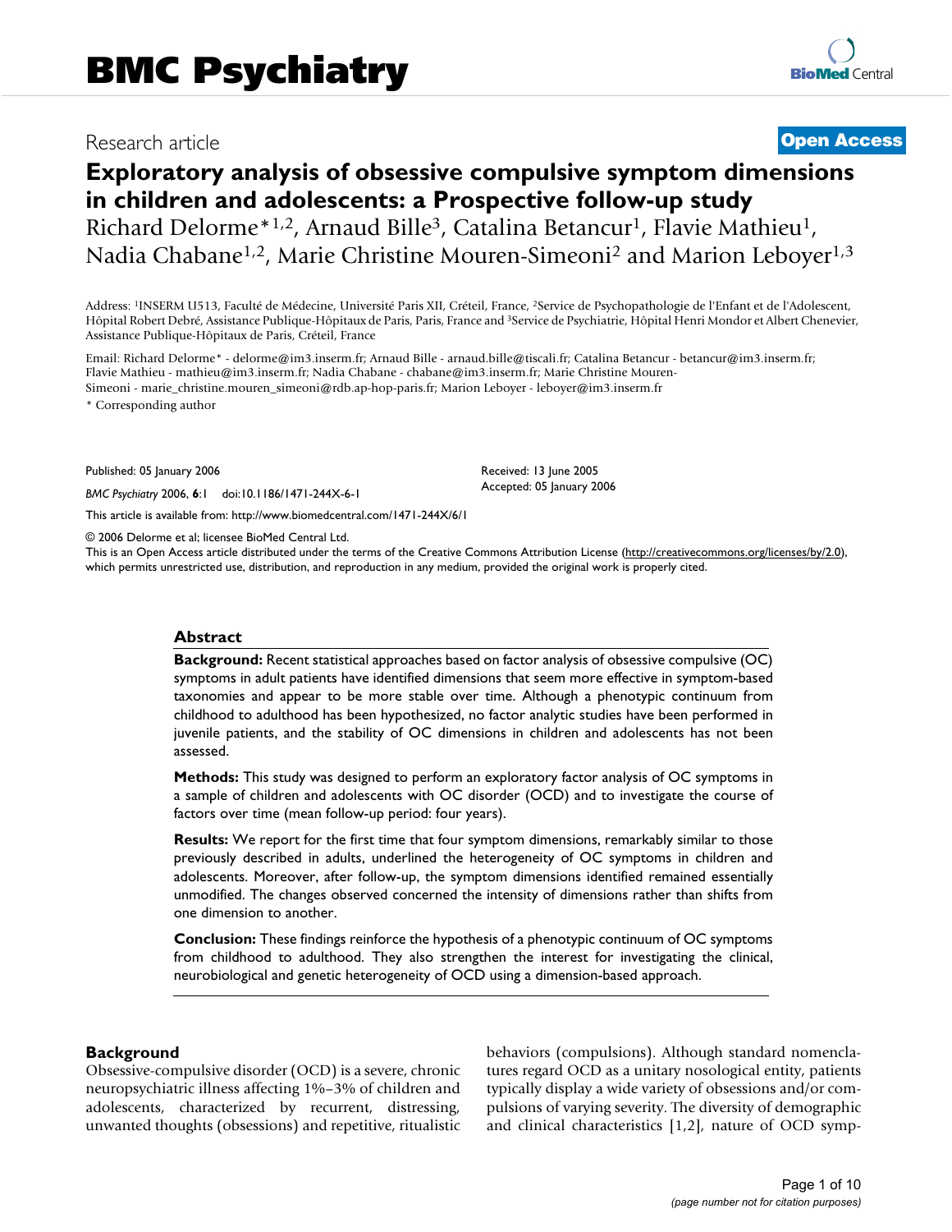# Exploratory analysis of obsessive compulsive symptom dimensions in children and adolescents: a Prospective follow-up study

Richard Delorme*[1,2], Arnaud Bille[3], Catalina Betancur[1], Flavie Mathieu[1], Nadia Chabane[1,2], Marie Christine Mouren-Simeoni[2] and Marion Leboyer[1,3]

Address: [1]INSERM U513, Faculté de Médecine, Université Paris XII, Créteil, France, [2]Service de Psychopathologie de l'Enfant et de l'Adolescent, Hôpital Robert Debré, Assistance Publique-Hôpitaux de Paris, Paris, France and [3]Service de Psychiatrie, Hôpital Henri Mondor et Albert Chenevier, Assistance Publique-Hôpitaux de Paris, Créteil, France

Email: Richard Delorme* - delorme@im3.inserm.fr; Arnaud Bille - arnaud.bille@tiscali.fr; Catalina Betancur - betancur@im3.inserm.fr; Flavie Mathieu - mathieu@im3.inserm.fr; Nadia Chabane - chabane@im3.inserm.fr; Marie Christine Mouren-Simeoni - marie_christine.mouren_simeoni@rdb.ap-hop-paris.fr; Marion Leboyer - leboyer@im3.inserm.fr

* Corresponding author

Published: 05 January 2006

*BMC Psychiatry* 2006, **6**:1 doi:10.1186/1471-244X-6-1

Received: 13 June 2005
Accepted: 05 January 2006

This article is available from: http://www.biomedcentral.com/1471-244X/6/1

© 2006 Delorme et al; licensee BioMed Central Ltd.

This is an Open Access article distributed under the terms of the Creative Commons Attribution License (http://creativecommons.org/licenses/by/2.0), which permits unrestricted use, distribution, and reproduction in any medium, provided the original work is properly cited.

## Abstract

**Background:** Recent statistical approaches based on factor analysis of obsessive compulsive (OC) symptoms in adult patients have identified dimensions that seem more effective in symptom-based taxonomies and appear to be more stable over time. Although a phenotypic continuum from childhood to adulthood has been hypothesized, no factor analytic studies have been performed in juvenile patients, and the stability of OC dimensions in children and adolescents has not been assessed.

**Methods:** This study was designed to perform an exploratory factor analysis of OC symptoms in a sample of children and adolescents with OC disorder (OCD) and to investigate the course of factors over time (mean follow-up period: four years).

**Results:** We report for the first time that four symptom dimensions, remarkably similar to those previously described in adults, underlined the heterogeneity of OC symptoms in children and adolescents. Moreover, after follow-up, the symptom dimensions identified remained essentially unmodified. The changes observed concerned the intensity of dimensions rather than shifts from one dimension to another.

**Conclusion:** These findings reinforce the hypothesis of a phenotypic continuum of OC symptoms from childhood to adulthood. They also strengthen the interest for investigating the clinical, neurobiological and genetic heterogeneity of OCD using a dimension-based approach.

## Background

Obsessive-compulsive disorder (OCD) is a severe, chronic neuropsychiatric illness affecting 1%–3% of children and adolescents, characterized by recurrent, distressing, unwanted thoughts (obsessions) and repetitive, ritualistic behaviors (compulsions). Although standard nomenclatures regard OCD as a unitary nosological entity, patients typically display a wide variety of obsessions and/or compulsions of varying severity. The diversity of demographic and clinical characteristics [1,2], nature of OCD symp-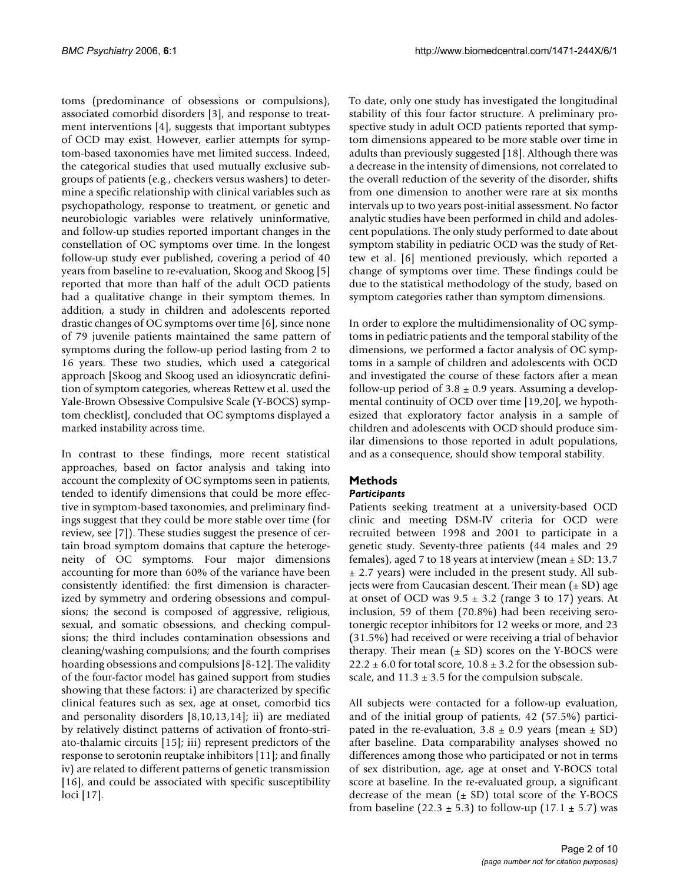toms (predominance of obsessions or compulsions), associated comorbid disorders [3], and response to treatment interventions [4], suggests that important subtypes of OCD may exist. However, earlier attempts for symptom-based taxonomies have met limited success. Indeed, the categorical studies that used mutually exclusive subgroups of patients (e.g., checkers versus washers) to determine a specific relationship with clinical variables such as psychopathology, response to treatment, or genetic and neurobiologic variables were relatively uninformative, and follow-up studies reported important changes in the constellation of OC symptoms over time. In the longest follow-up study ever published, covering a period of 40 years from baseline to re-evaluation, Skoog and Skoog [5] reported that more than half of the adult OCD patients had a qualitative change in their symptom themes. In addition, a study in children and adolescents reported drastic changes of OC symptoms over time [6], since none of 79 juvenile patients maintained the same pattern of symptoms during the follow-up period lasting from 2 to 16 years. These two studies, which used a categorical approach [Skoog and Skoog used an idiosyncratic definition of symptom categories, whereas Rettew et al. used the Yale-Brown Obsessive Compulsive Scale (Y-BOCS) symptom checklist], concluded that OC symptoms displayed a marked instability across time.

In contrast to these findings, more recent statistical approaches, based on factor analysis and taking into account the complexity of OC symptoms seen in patients, tended to identify dimensions that could be more effective in symptom-based taxonomies, and preliminary findings suggest that they could be more stable over time (for review, see [7]). These studies suggest the presence of certain broad symptom domains that capture the heterogeneity of OC symptoms. Four major dimensions accounting for more than 60% of the variance have been consistently identified: the first dimension is characterized by symmetry and ordering obsessions and compulsions; the second is composed of aggressive, religious, sexual, and somatic obsessions, and checking compulsions; the third includes contamination obsessions and cleaning/washing compulsions; and the fourth comprises hoarding obsessions and compulsions [8-12]. The validity of the four-factor model has gained support from studies showing that these factors: i) are characterized by specific clinical features such as sex, age at onset, comorbid tics and personality disorders [8,10,13,14]; ii) are mediated by relatively distinct patterns of activation of fronto-striato-thalamic circuits [15]; iii) represent predictors of the response to serotonin reuptake inhibitors [11]; and finally iv) are related to different patterns of genetic transmission [16], and could be associated with specific susceptibility loci [17].

To date, only one study has investigated the longitudinal stability of this four factor structure. A preliminary prospective study in adult OCD patients reported that symptom dimensions appeared to be more stable over time in adults than previously suggested [18]. Although there was a decrease in the intensity of dimensions, not correlated to the overall reduction of the severity of the disorder, shifts from one dimension to another were rare at six months intervals up to two years post-initial assessment. No factor analytic studies have been performed in child and adolescent populations. The only study performed to date about symptom stability in pediatric OCD was the study of Rettew et al. [6] mentioned previously, which reported a change of symptoms over time. These findings could be due to the statistical methodology of the study, based on symptom categories rather than symptom dimensions.

In order to explore the multidimensionality of OC symptoms in pediatric patients and the temporal stability of the dimensions, we performed a factor analysis of OC symptoms in a sample of children and adolescents with OCD and investigated the course of these factors after a mean follow-up period of $3.8 \pm 0.9$ years. Assuming a developmental continuity of OCD over time [19,20], we hypothesized that exploratory factor analysis in a sample of children and adolescents with OCD should produce similar dimensions to those reported in adult populations, and as a consequence, should show temporal stability.

## Methods

### Participants

Patients seeking treatment at a university-based OCD clinic and meeting DSM-IV criteria for OCD were recruited between 1998 and 2001 to participate in a genetic study. Seventy-three patients (44 males and 29 females), aged 7 to 18 years at interview (mean ± SD: $13.7 \pm 2.7$ years) were included in the present study. All subjects were from Caucasian descent. Their mean (± SD) age at onset of OCD was $9.5 \pm 3.2$ (range 3 to 17) years. At inclusion, 59 of them (70.8%) had been receiving serotonergic receptor inhibitors for 12 weeks or more, and 23 (31.5%) had received or were receiving a trial of behavior therapy. Their mean (± SD) scores on the Y-BOCS were $22.2 \pm 6.0$ for total score, $10.8 \pm 3.2$ for the obsession subscale, and $11.3 \pm 3.5$ for the compulsion subscale.

All subjects were contacted for a follow-up evaluation, and of the initial group of patients, 42 (57.5%) participated in the re-evaluation, $3.8 \pm 0.9$ years (mean ± SD) after baseline. Data comparability analyses showed no differences among those who participated or not in terms of sex distribution, age, age at onset and Y-BOCS total score at baseline. In the re-evaluated group, a significant decrease of the mean (± SD) total score of the Y-BOCS from baseline ($22.3 \pm 5.3$) to follow-up ($17.1 \pm 5.7$) was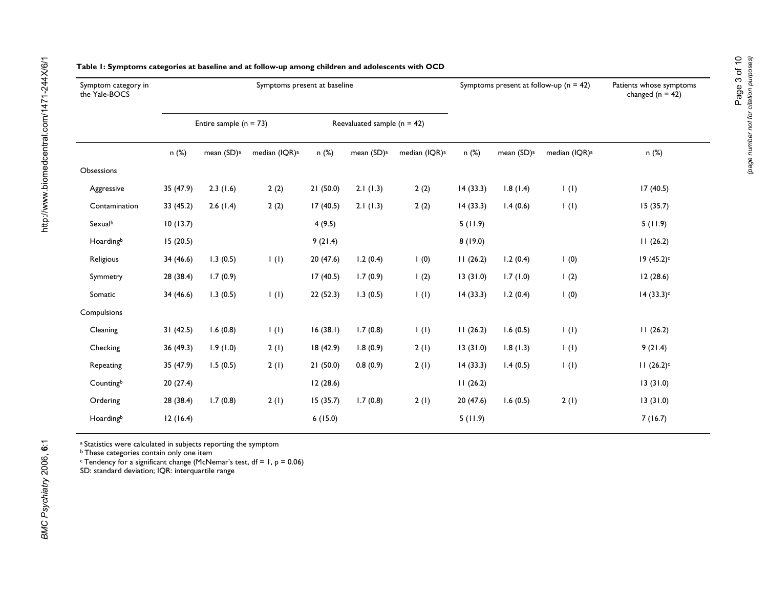**Table 1: Symptoms categories at baseline and at follow-up among children and adolescents with OCD**

| Symptom category in the Yale-BOCS | Symptoms present at baseline | | | | | | Symptoms present at follow-up (n = 42) | | | Patients whose symptoms changed (n = 42) |
|---|---|---|---|---|---|---|---|---|---|---|
| | Entire sample (n = 73) | | | Reevaluated sample (n = 42) | | | | | | |
| | n (%) | mean (SD)[a] | median (IQR)[a] | n (%) | mean (SD)[a] | median (IQR)[a] | n (%) | mean (SD)[a] | median (IQR)[a] | n (%) |
| Obsessions | | | | | | | | | | |
| Aggressive | 35 (47.9) | 2.3 (1.6) | 2 (2) | 21 (50.0) | 2.1 (1.3) | 2 (2) | 14 (33.3) | 1.8 (1.4) | 1 (1) | 17 (40.5) |
| Contamination | 33 (45.2) | 2.6 (1.4) | 2 (2) | 17 (40.5) | 2.1 (1.3) | 2 (2) | 14 (33.3) | 1.4 (0.6) | 1 (1) | 15 (35.7) |
| Sexual[b] | 10 (13.7) | | | 4 (9.5) | | | 5 (11.9) | | | 5 (11.9) |
| Hoarding[b] | 15 (20.5) | | | 9 (21.4) | | | 8 (19.0) | | | 11 (26.2) |
| Religious | 34 (46.6) | 1.3 (0.5) | 1 (1) | 20 (47.6) | 1.2 (0.4) | 1 (0) | 11 (26.2) | 1.2 (0.4) | 1 (0) | 19 (45.2)[c] |
| Symmetry | 28 (38.4) | 1.7 (0.9) | | 17 (40.5) | 1.7 (0.9) | 1 (2) | 13 (31.0) | 1.7 (1.0) | 1 (2) | 12 (28.6) |
| Somatic | 34 (46.6) | 1.3 (0.5) | 1 (1) | 22 (52.3) | 1.3 (0.5) | 1 (1) | 14 (33.3) | 1.2 (0.4) | 1 (0) | 14 (33.3)[c] |
| Compulsions | | | | | | | | | | |
| Cleaning | 31 (42.5) | 1.6 (0.8) | 1 (1) | 16 (38.1) | 1.7 (0.8) | 1 (1) | 11 (26.2) | 1.6 (0.5) | 1 (1) | 11 (26.2) |
| Checking | 36 (49.3) | 1.9 (1.0) | 2 (1) | 18 (42.9) | 1.8 (0.9) | 2 (1) | 13 (31.0) | 1.8 (1.3) | 1 (1) | 9 (21.4) |
| Repeating | 35 (47.9) | 1.5 (0.5) | 2 (1) | 21 (50.0) | 0.8 (0.9) | 2 (1) | 14 (33.3) | 1.4 (0.5) | 1 (1) | 11 (26.2)[c] |
| Counting[b] | 20 (27.4) | | | 12 (28.6) | | | 11 (26.2) | | | 13 (31.0) |
| Ordering | 28 (38.4) | 1.7 (0.8) | 2 (1) | 15 (35.7) | 1.7 (0.8) | 2 (1) | 20 (47.6) | 1.6 (0.5) | 2 (1) | 13 (31.0) |
| Hoarding[b] | 12 (16.4) | | | 6 (15.0) | | | 5 (11.9) | | | 7 (16.7) |

[a] Statistics were calculated in subjects reporting the symptom
[b] These categories contain only one item
[c] Tendency for a significant change (McNemar's test, df = 1, p = 0.06)
SD: standard deviation; IQR: interquartile range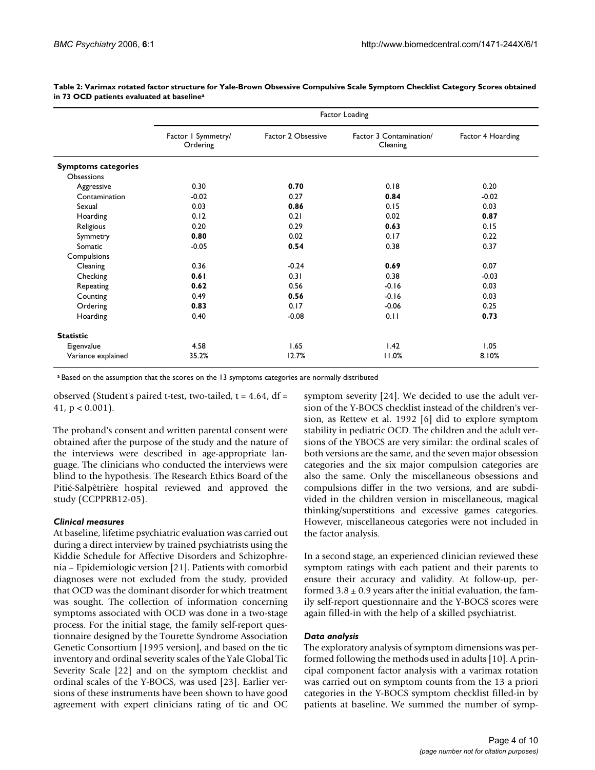**Table 2: Varimax rotated factor structure for Yale-Brown Obsessive Compulsive Scale Symptom Checklist Category Scores obtained in 73 OCD patients evaluated at baseline[a]**

| | Factor Loading | | | |
|---|---|---|---|---|
| | Factor 1 Symmetry/ Ordering | Factor 2 Obsessive | Factor 3 Contamination/ Cleaning | Factor 4 Hoarding |
| **Symptoms categories** | | | | |
| Obsessions | | | | |
| Aggressive | 0.30 | **0.70** | 0.18 | 0.20 |
| Contamination | -0.02 | 0.27 | **0.84** | -0.02 |
| Sexual | 0.03 | **0.86** | 0.15 | 0.03 |
| Hoarding | 0.12 | 0.21 | 0.02 | **0.87** |
| Religious | 0.20 | 0.29 | **0.63** | 0.15 |
| Symmetry | **0.80** | 0.02 | 0.17 | 0.22 |
| Somatic | -0.05 | **0.54** | 0.38 | 0.37 |
| Compulsions | | | | |
| Cleaning | 0.36 | -0.24 | **0.69** | 0.07 |
| Checking | **0.61** | 0.31 | 0.38 | -0.03 |
| Repeating | **0.62** | 0.56 | -0.16 | 0.03 |
| Counting | 0.49 | **0.56** | -0.16 | 0.03 |
| Ordering | **0.83** | 0.17 | -0.06 | 0.25 |
| Hoarding | 0.40 | -0.08 | 0.11 | **0.73** |
| **Statistic** | | | | |
| Eigenvalue | 4.58 | 1.65 | 1.42 | 1.05 |
| Variance explained | 35.2% | 12.7% | 11.0% | 8.10% |

[a] Based on the assumption that the scores on the 13 symptoms categories are normally distributed

observed (Student's paired t-test, two-tailed, $t = 4.64$, $df = 41$, $p < 0.001$).

The proband's consent and written parental consent were obtained after the purpose of the study and the nature of the interviews were described in age-appropriate language. The clinicians who conducted the interviews were blind to the hypothesis. The Research Ethics Board of the Pitié-Salpêtrière hospital reviewed and approved the study (CCPPRB12-05).

### *Clinical measures*

At baseline, lifetime psychiatric evaluation was carried out during a direct interview by trained psychiatrists using the Kiddie Schedule for Affective Disorders and Schizophrenia – Epidemiologic version [21]. Patients with comorbid diagnoses were not excluded from the study, provided that OCD was the dominant disorder for which treatment was sought. The collection of information concerning symptoms associated with OCD was done in a two-stage process. For the initial stage, the family self-report questionnaire designed by the Tourette Syndrome Association Genetic Consortium [1995 version], and based on the tic inventory and ordinal severity scales of the Yale Global Tic Severity Scale [22] and on the symptom checklist and ordinal scales of the Y-BOCS, was used [23]. Earlier versions of these instruments have been shown to have good agreement with expert clinicians rating of tic and OC symptom severity [24]. We decided to use the adult version of the Y-BOCS checklist instead of the children's version, as Rettew et al. 1992 [6] did to explore symptom stability in pediatric OCD. The children and the adult versions of the YBOCS are very similar: the ordinal scales of both versions are the same, and the seven major obsession categories and the six major compulsion categories are also the same. Only the miscellaneous obsessions and compulsions differ in the two versions, and are subdivided in the children version in miscellaneous, magical thinking/superstitions and excessive games categories. However, miscellaneous categories were not included in the factor analysis.

In a second stage, an experienced clinician reviewed these symptom ratings with each patient and their parents to ensure their accuracy and validity. At follow-up, performed $3.8 \pm 0.9$ years after the initial evaluation, the family self-report questionnaire and the Y-BOCS scores were again filled-in with the help of a skilled psychiatrist.

### *Data analysis*

The exploratory analysis of symptom dimensions was performed following the methods used in adults [10]. A principal component factor analysis with a varimax rotation was carried out on symptom counts from the 13 a priori categories in the Y-BOCS symptom checklist filled-in by patients at baseline. We summed the number of symp-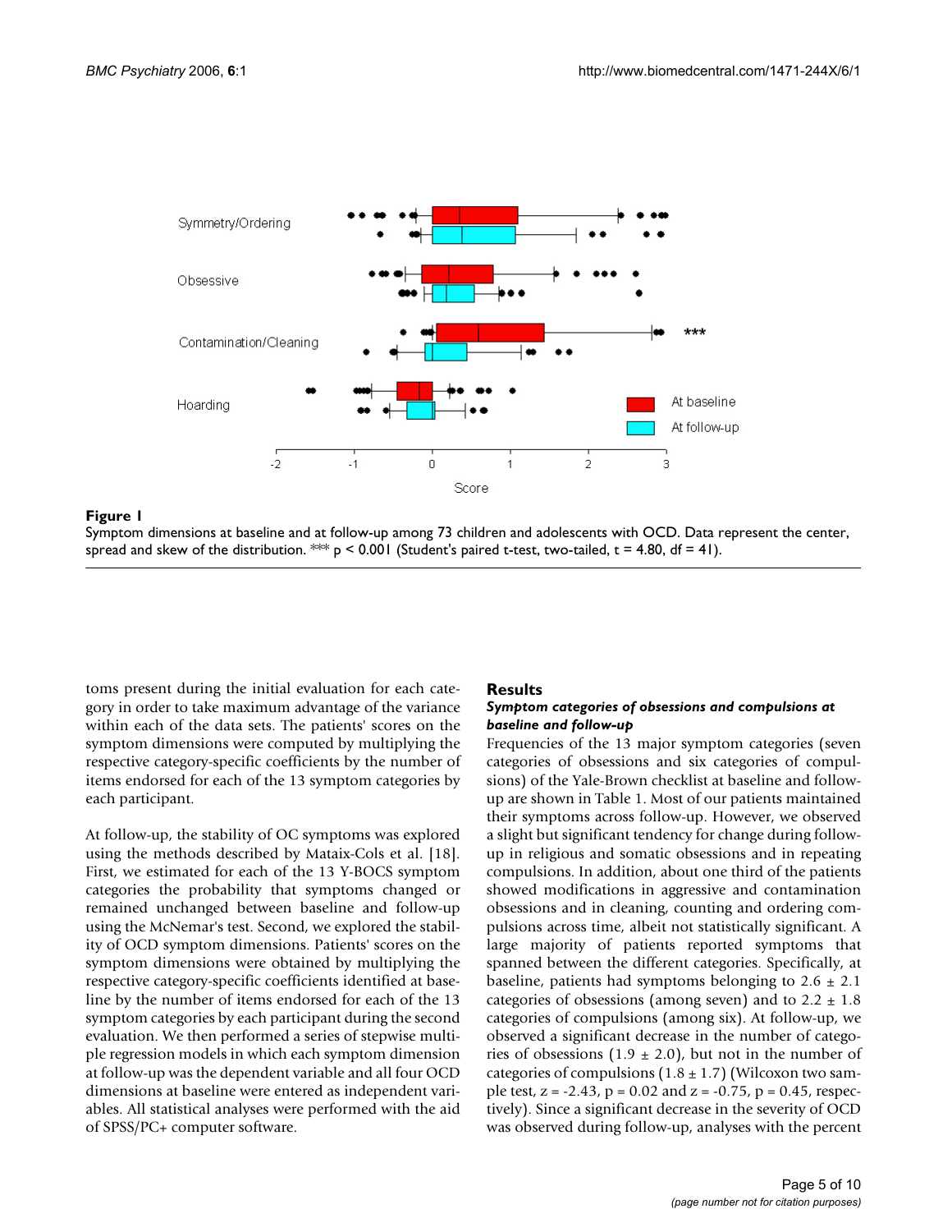Symmetry/Ordering

Obsessive

Contamination/Cleaning

Hoarding

***

At baseline

At follow-up

-2 -1 0 1 2 3

Score

**Figure 1**

Symptom dimensions at baseline and at follow-up among 73 children and adolescents with OCD. Data represent the center, spread and skew of the distribution. *** $p < 0.001$ (Student's paired t-test, two-tailed, $t = 4.80$, $df = 41$).

toms present during the initial evaluation for each category in order to take maximum advantage of the variance within each of the data sets. The patients' scores on the symptom dimensions were computed by multiplying the respective category-specific coefficients by the number of items endorsed for each of the 13 symptom categories by each participant.

At follow-up, the stability of OC symptoms was explored using the methods described by Mataix-Cols et al. [18]. First, we estimated for each of the 13 Y-BOCS symptom categories the probability that symptoms changed or remained unchanged between baseline and follow-up using the McNemar's test. Second, we explored the stability of OCD symptom dimensions. Patients' scores on the symptom dimensions were obtained by multiplying the respective category-specific coefficients identified at baseline by the number of items endorsed for each of the 13 symptom categories by each participant during the second evaluation. We then performed a series of stepwise multiple regression models in which each symptom dimension at follow-up was the dependent variable and all four OCD dimensions at baseline were entered as independent variables. All statistical analyses were performed with the aid of SPSS/PC+ computer software.

## Results

### *Symptom categories of obsessions and compulsions at baseline and follow-up*

Frequencies of the 13 major symptom categories (seven categories of obsessions and six categories of compulsions) of the Yale-Brown checklist at baseline and follow-up are shown in Table 1. Most of our patients maintained their symptoms across follow-up. However, we observed a slight but significant tendency for change during follow-up in religious and somatic obsessions and in repeating compulsions. In addition, about one third of the patients showed modifications in aggressive and contamination obsessions and in cleaning, counting and ordering compulsions across time, albeit not statistically significant. A large majority of patients reported symptoms that spanned between the different categories. Specifically, at baseline, patients had symptoms belonging to $2.6 \pm 2.1$ categories of obsessions (among seven) and to $2.2 \pm 1.8$ categories of compulsions (among six). At follow-up, we observed a significant decrease in the number of categories of obsessions ($1.9 \pm 2.0$), but not in the number of categories of compulsions ($1.8 \pm 1.7$) (Wilcoxon two sample test, $z = -2.43$, $p = 0.02$ and $z = -0.75$, $p = 0.45$, respectively). Since a significant decrease in the severity of OCD was observed during follow-up, analyses with the percent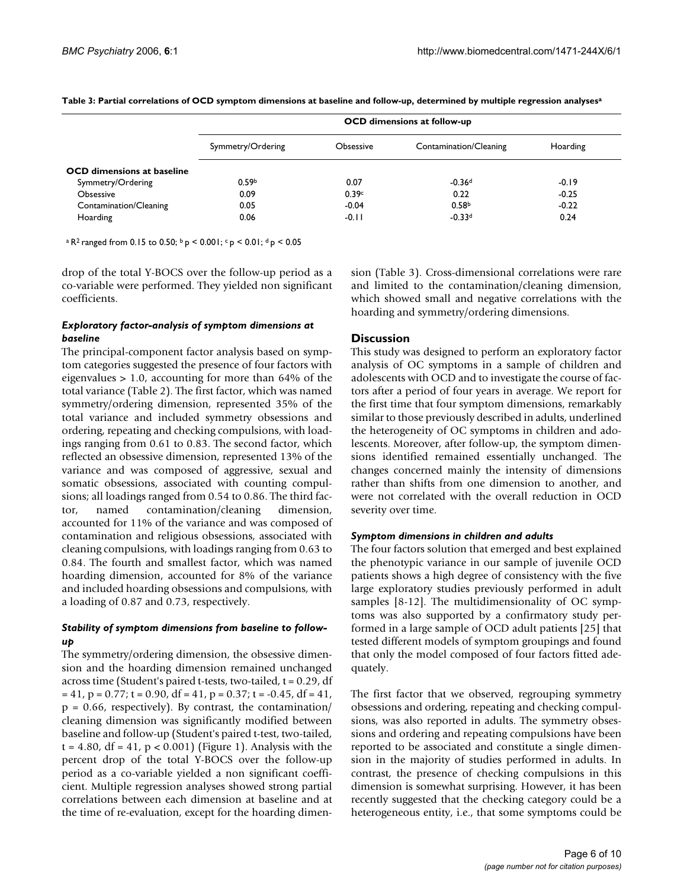**Table 3: Partial correlations of OCD symptom dimensions at baseline and follow-up, determined by multiple regression analyses[a]**

| | OCD dimensions at follow-up | | | |
|---|---|---|---|---|
| | Symmetry/Ordering | Obsessive | Contamination/Cleaning | Hoarding |
| **OCD dimensions at baseline** | | | | |
| Symmetry/Ordering | 0.59[b] | 0.07 | -0.36[d] | -0.19 |
| Obsessive | 0.09 | 0.39[c] | 0.22 | -0.25 |
| Contamination/Cleaning | 0.05 | -0.04 | 0.58[b] | -0.22 |
| Hoarding | 0.06 | -0.11 | -0.33[d] | 0.24 |

[a] $R^2$ ranged from 0.15 to 0.50; [b] $p < 0.001$; [c] $p < 0.01$; [d] $p < 0.05$

drop of the total Y-BOCS over the follow-up period as a co-variable were performed. They yielded non significant coefficients.

### *Exploratory factor-analysis of symptom dimensions at baseline*

The principal-component factor analysis based on symptom categories suggested the presence of four factors with eigenvalues > 1.0, accounting for more than 64% of the total variance (Table 2). The first factor, which was named symmetry/ordering dimension, represented 35% of the total variance and included symmetry obsessions and ordering, repeating and checking compulsions, with loadings ranging from 0.61 to 0.83. The second factor, which reflected an obsessive dimension, represented 13% of the variance and was composed of aggressive, sexual and somatic obsessions, associated with counting compulsions; all loadings ranged from 0.54 to 0.86. The third factor, named contamination/cleaning dimension, accounted for 11% of the variance and was composed of contamination and religious obsessions, associated with cleaning compulsions, with loadings ranging from 0.63 to 0.84. The fourth and smallest factor, which was named hoarding dimension, accounted for 8% of the variance and included hoarding obsessions and compulsions, with a loading of 0.87 and 0.73, respectively.

### *Stability of symptom dimensions from baseline to follow-up*

The symmetry/ordering dimension, the obsessive dimension and the hoarding dimension remained unchanged across time (Student's paired t-tests, two-tailed, $t = 0.29$, $df = 41$, $p = 0.77$; $t = 0.90$, $df = 41$, $p = 0.37$; $t = -0.45$, $df = 41$, $p = 0.66$, respectively). By contrast, the contamination/cleaning dimension was significantly modified between baseline and follow-up (Student's paired t-test, two-tailed, $t = 4.80$, $df = 41$, $p < 0.001$) (Figure 1). Analysis with the percent drop of the total Y-BOCS over the follow-up period as a co-variable yielded a non significant coefficient. Multiple regression analyses showed strong partial correlations between each dimension at baseline and at the time of re-evaluation, except for the hoarding dimension (Table 3). Cross-dimensional correlations were rare and limited to the contamination/cleaning dimension, which showed small and negative correlations with the hoarding and symmetry/ordering dimensions.

## Discussion

This study was designed to perform an exploratory factor analysis of OC symptoms in a sample of children and adolescents with OCD and to investigate the course of factors after a period of four years in average. We report for the first time that four symptom dimensions, remarkably similar to those previously described in adults, underlined the heterogeneity of OC symptoms in children and adolescents. Moreover, after follow-up, the symptom dimensions identified remained essentially unchanged. The changes concerned mainly the intensity of dimensions rather than shifts from one dimension to another, and were not correlated with the overall reduction in OCD severity over time.

### *Symptom dimensions in children and adults*

The four factors solution that emerged and best explained the phenotypic variance in our sample of juvenile OCD patients shows a high degree of consistency with the five large exploratory studies previously performed in adult samples [8-12]. The multidimensionality of OC symptoms was also supported by a confirmatory study performed in a large sample of OCD adult patients [25] that tested different models of symptom groupings and found that only the model composed of four factors fitted adequately.

The first factor that we observed, regrouping symmetry obsessions and ordering, repeating and checking compulsions, was also reported in adults. The symmetry obsessions and ordering and repeating compulsions have been reported to be associated and constitute a single dimension in the majority of studies performed in adults. In contrast, the presence of checking compulsions in this dimension is somewhat surprising. However, it has been recently suggested that the checking category could be a heterogeneous entity, i.e., that some symptoms could be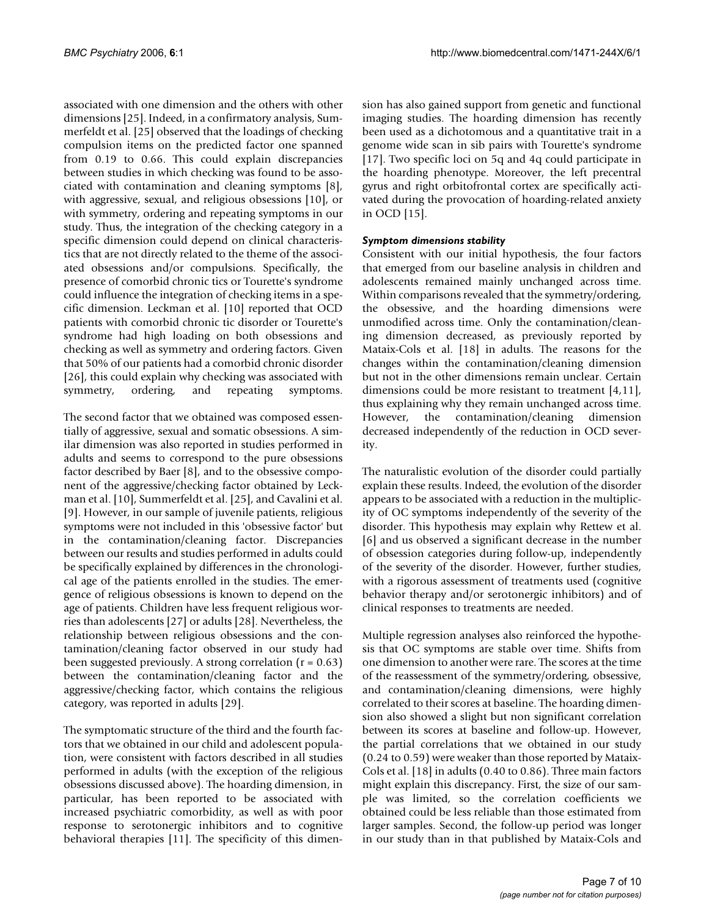associated with one dimension and the others with other dimensions [25]. Indeed, in a confirmatory analysis, Summerfeldt et al. [25] observed that the loadings of checking compulsion items on the predicted factor one spanned from 0.19 to 0.66. This could explain discrepancies between studies in which checking was found to be associated with contamination and cleaning symptoms [8], with aggressive, sexual, and religious obsessions [10], or with symmetry, ordering and repeating symptoms in our study. Thus, the integration of the checking category in a specific dimension could depend on clinical characteristics that are not directly related to the theme of the associated obsessions and/or compulsions. Specifically, the presence of comorbid chronic tics or Tourette's syndrome could influence the integration of checking items in a specific dimension. Leckman et al. [10] reported that OCD patients with comorbid chronic tic disorder or Tourette's syndrome had high loading on both obsessions and checking as well as symmetry and ordering factors. Given that 50% of our patients had a comorbid chronic disorder [26], this could explain why checking was associated with symmetry, ordering, and repeating symptoms.

The second factor that we obtained was composed essentially of aggressive, sexual and somatic obsessions. A similar dimension was also reported in studies performed in adults and seems to correspond to the pure obsessions factor described by Baer [8], and to the obsessive component of the aggressive/checking factor obtained by Leckman et al. [10], Summerfeldt et al. [25], and Cavalini et al. [9]. However, in our sample of juvenile patients, religious symptoms were not included in this 'obsessive factor' but in the contamination/cleaning factor. Discrepancies between our results and studies performed in adults could be specifically explained by differences in the chronological age of the patients enrolled in the studies. The emergence of religious obsessions is known to depend on the age of patients. Children have less frequent religious worries than adolescents [27] or adults [28]. Nevertheless, the relationship between religious obsessions and the contamination/cleaning factor observed in our study had been suggested previously. A strong correlation ($r = 0.63$) between the contamination/cleaning factor and the aggressive/checking factor, which contains the religious category, was reported in adults [29].

The symptomatic structure of the third and the fourth factors that we obtained in our child and adolescent population, were consistent with factors described in all studies performed in adults (with the exception of the religious obsessions discussed above). The hoarding dimension, in particular, has been reported to be associated with increased psychiatric comorbidity, as well as with poor response to serotonergic inhibitors and to cognitive behavioral therapies [11]. The specificity of this dimension has also gained support from genetic and functional imaging studies. The hoarding dimension has recently been used as a dichotomous and a quantitative trait in a genome wide scan in sib pairs with Tourette's syndrome [17]. Two specific loci on 5q and 4q could participate in the hoarding phenotype. Moreover, the left precentral gyrus and right orbitofrontal cortex are specifically activated during the provocation of hoarding-related anxiety in OCD [15].

### *Symptom dimensions stability*

Consistent with our initial hypothesis, the four factors that emerged from our baseline analysis in children and adolescents remained mainly unchanged across time. Within comparisons revealed that the symmetry/ordering, the obsessive, and the hoarding dimensions were unmodified across time. Only the contamination/cleaning dimension decreased, as previously reported by Mataix-Cols et al. [18] in adults. The reasons for the changes within the contamination/cleaning dimension but not in the other dimensions remain unclear. Certain dimensions could be more resistant to treatment [4,11], thus explaining why they remain unchanged across time. However, the contamination/cleaning dimension decreased independently of the reduction in OCD severity.

The naturalistic evolution of the disorder could partially explain these results. Indeed, the evolution of the disorder appears to be associated with a reduction in the multiplicity of OC symptoms independently of the severity of the disorder. This hypothesis may explain why Rettew et al. [6] and us observed a significant decrease in the number of obsession categories during follow-up, independently of the severity of the disorder. However, further studies, with a rigorous assessment of treatments used (cognitive behavior therapy and/or serotonergic inhibitors) and of clinical responses to treatments are needed.

Multiple regression analyses also reinforced the hypothesis that OC symptoms are stable over time. Shifts from one dimension to another were rare. The scores at the time of the reassessment of the symmetry/ordering, obsessive, and contamination/cleaning dimensions, were highly correlated to their scores at baseline. The hoarding dimension also showed a slight but non significant correlation between its scores at baseline and follow-up. However, the partial correlations that we obtained in our study (0.24 to 0.59) were weaker than those reported by Mataix-Cols et al. [18] in adults (0.40 to 0.86). Three main factors might explain this discrepancy. First, the size of our sample was limited, so the correlation coefficients we obtained could be less reliable than those estimated from larger samples. Second, the follow-up period was longer in our study than in that published by Mataix-Cols and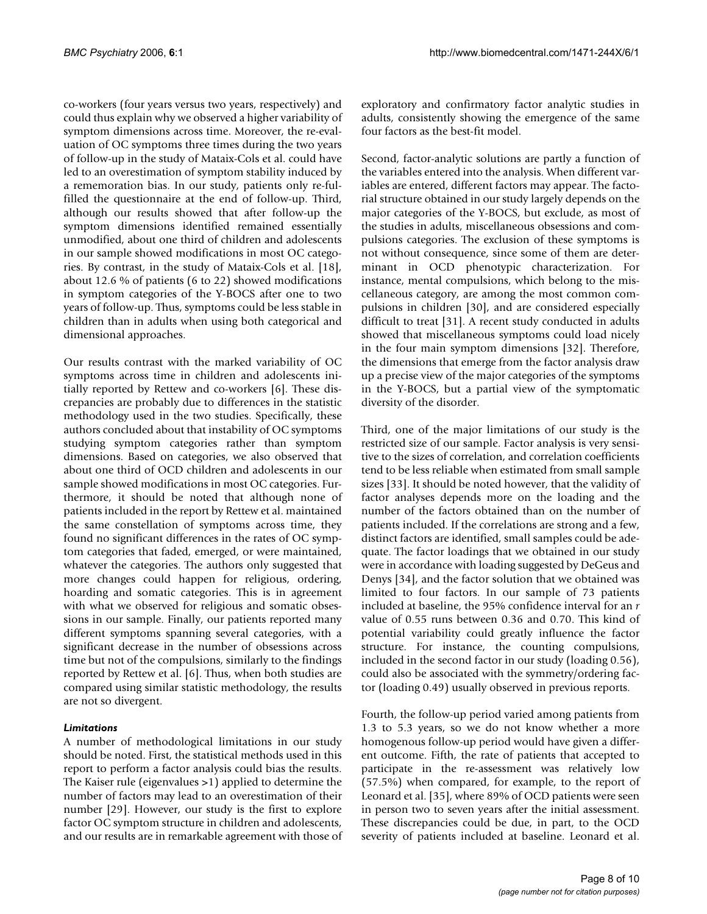co-workers (four years versus two years, respectively) and could thus explain why we observed a higher variability of symptom dimensions across time. Moreover, the re-evaluation of OC symptoms three times during the two years of follow-up in the study of Mataix-Cols et al. could have led to an overestimation of symptom stability induced by a rememoration bias. In our study, patients only re-fulfilled the questionnaire at the end of follow-up. Third, although our results showed that after follow-up the symptom dimensions identified remained essentially unmodified, about one third of children and adolescents in our sample showed modifications in most OC categories. By contrast, in the study of Mataix-Cols et al. [18], about 12.6 % of patients (6 to 22) showed modifications in symptom categories of the Y-BOCS after one to two years of follow-up. Thus, symptoms could be less stable in children than in adults when using both categorical and dimensional approaches.

Our results contrast with the marked variability of OC symptoms across time in children and adolescents initially reported by Rettew and co-workers [6]. These discrepancies are probably due to differences in the statistic methodology used in the two studies. Specifically, these authors concluded about that instability of OC symptoms studying symptom categories rather than symptom dimensions. Based on categories, we also observed that about one third of OCD children and adolescents in our sample showed modifications in most OC categories. Furthermore, it should be noted that although none of patients included in the report by Rettew et al. maintained the same constellation of symptoms across time, they found no significant differences in the rates of OC symptom categories that faded, emerged, or were maintained, whatever the categories. The authors only suggested that more changes could happen for religious, ordering, hoarding and somatic categories. This is in agreement with what we observed for religious and somatic obsessions in our sample. Finally, our patients reported many different symptoms spanning several categories, with a significant decrease in the number of obsessions across time but not of the compulsions, similarly to the findings reported by Rettew et al. [6]. Thus, when both studies are compared using similar statistic methodology, the results are not so divergent.

### *Limitations*

A number of methodological limitations in our study should be noted. First, the statistical methods used in this report to perform a factor analysis could bias the results. The Kaiser rule (eigenvalues >1) applied to determine the number of factors may lead to an overestimation of their number [29]. However, our study is the first to explore factor OC symptom structure in children and adolescents, and our results are in remarkable agreement with those of exploratory and confirmatory factor analytic studies in adults, consistently showing the emergence of the same four factors as the best-fit model.

Second, factor-analytic solutions are partly a function of the variables entered into the analysis. When different variables are entered, different factors may appear. The factorial structure obtained in our study largely depends on the major categories of the Y-BOCS, but exclude, as most of the studies in adults, miscellaneous obsessions and compulsions categories. The exclusion of these symptoms is not without consequence, since some of them are determinant in OCD phenotypic characterization. For instance, mental compulsions, which belong to the miscellaneous category, are among the most common compulsions in children [30], and are considered especially difficult to treat [31]. A recent study conducted in adults showed that miscellaneous symptoms could load nicely in the four main symptom dimensions [32]. Therefore, the dimensions that emerge from the factor analysis draw up a precise view of the major categories of the symptoms in the Y-BOCS, but a partial view of the symptomatic diversity of the disorder.

Third, one of the major limitations of our study is the restricted size of our sample. Factor analysis is very sensitive to the sizes of correlation, and correlation coefficients tend to be less reliable when estimated from small sample sizes [33]. It should be noted however, that the validity of factor analyses depends more on the loading and the number of the factors obtained than on the number of patients included. If the correlations are strong and a few, distinct factors are identified, small samples could be adequate. The factor loadings that we obtained in our study were in accordance with loading suggested by DeGeus and Denys [34], and the factor solution that we obtained was limited to four factors. In our sample of 73 patients included at baseline, the 95% confidence interval for an $r$ value of 0.55 runs between 0.36 and 0.70. This kind of potential variability could greatly influence the factor structure. For instance, the counting compulsions, included in the second factor in our study (loading 0.56), could also be associated with the symmetry/ordering factor (loading 0.49) usually observed in previous reports.

Fourth, the follow-up period varied among patients from 1.3 to 5.3 years, so we do not know whether a more homogenous follow-up period would have given a different outcome. Fifth, the rate of patients that accepted to participate in the re-assessment was relatively low (57.5%) when compared, for example, to the report of Leonard et al. [35], where 89% of OCD patients were seen in person two to seven years after the initial assessment. These discrepancies could be due, in part, to the OCD severity of patients included at baseline. Leonard et al.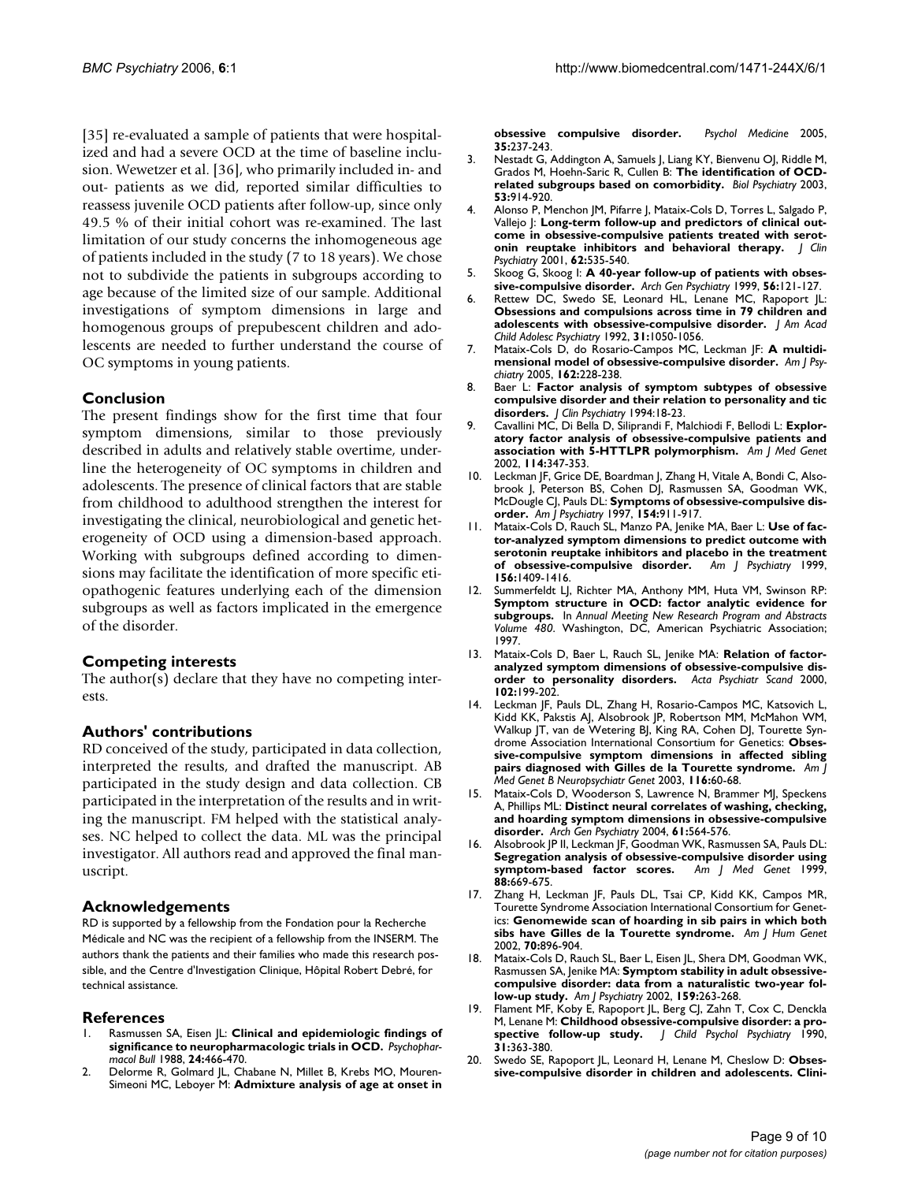[35] re-evaluated a sample of patients that were hospitalized and had a severe OCD at the time of baseline inclusion. Wewetzer et al. [36], who primarily included in- and out- patients as we did, reported similar difficulties to reassess juvenile OCD patients after follow-up, since only 49.5 % of their initial cohort was re-examined. The last limitation of our study concerns the inhomogeneous age of patients included in the study (7 to 18 years). We chose not to subdivide the patients in subgroups according to age because of the limited size of our sample. Additional investigations of symptom dimensions in large and homogenous groups of prepubescent children and adolescents are needed to further understand the course of OC symptoms in young patients.

## Conclusion

The present findings show for the first time that four symptom dimensions, similar to those previously described in adults and relatively stable overtime, underline the heterogeneity of OC symptoms in children and adolescents. The presence of clinical factors that are stable from childhood to adulthood strengthen the interest for investigating the clinical, neurobiological and genetic heterogeneity of OCD using a dimension-based approach. Working with subgroups defined according to dimensions may facilitate the identification of more specific etiopathogenic features underlying each of the dimension subgroups as well as factors implicated in the emergence of the disorder.

## Competing interests

The author(s) declare that they have no competing interests.

## Authors' contributions

RD conceived of the study, participated in data collection, interpreted the results, and drafted the manuscript. AB participated in the study design and data collection. CB participated in the interpretation of the results and in writing the manuscript. FM helped with the statistical analyses. NC helped to collect the data. ML was the principal investigator. All authors read and approved the final manuscript.

## Acknowledgements

RD is supported by a fellowship from the Fondation pour la Recherche Médicale and NC was the recipient of a fellowship from the INSERM. The authors thank the patients and their families who made this research possible, and the Centre d'Investigation Clinique, Hôpital Robert Debré, for technical assistance.

## References

1. Rasmussen SA, Eisen JL: **Clinical and epidemiologic findings of significance to neuropharmacologic trials in OCD.** *Psychopharmacol Bull* 1988, **24:**466-470.
2. Delorme R, Golmard JL, Chabane N, Millet B, Krebs MO, Mouren-Simeoni MC, Leboyer M: **Admixture analysis of age at onset in obsessive compulsive disorder.** *Psychol Medicine* 2005, **35:**237-243.
3. Nestadt G, Addington A, Samuels J, Liang KY, Bienvenu OJ, Riddle M, Grados M, Hoehn-Saric R, Cullen B: **The identification of OCD-related subgroups based on comorbidity.** *Biol Psychiatry* 2003, **53:**914-920.
4. Alonso P, Menchon JM, Pifarre J, Mataix-Cols D, Torres L, Salgado P, Vallejo J: **Long-term follow-up and predictors of clinical outcome in obsessive-compulsive patients treated with serotonin reuptake inhibitors and behavioral therapy.** *J Clin Psychiatry* 2001, **62:**535-540.
5. Skoog G, Skoog I: **A 40-year follow-up of patients with obsessive-compulsive disorder.** *Arch Gen Psychiatry* 1999, **56:**121-127.
6. Rettew DC, Swedo SE, Leonard HL, Lenane MC, Rapoport JL: **Obsessions and compulsions across time in 79 children and adolescents with obsessive-compulsive disorder.** *J Am Acad Child Adolesc Psychiatry* 1992, **31:**1050-1056.
7. Mataix-Cols D, do Rosario-Campos MC, Leckman JF: **A multidimensional model of obsessive-compulsive disorder.** *Am J Psychiatry* 2005, **162:**228-238.
8. Baer L: **Factor analysis of symptom subtypes of obsessive compulsive disorder and their relation to personality and tic disorders.** *J Clin Psychiatry* 1994:18-23.
9. Cavallini MC, Di Bella D, Siliprandi F, Malchiodi F, Bellodi L: **Exploratory factor analysis of obsessive-compulsive patients and association with 5-HTTLPR polymorphism.** *Am J Med Genet* 2002, **114:**347-353.
10. Leckman JF, Grice DE, Boardman J, Zhang H, Vitale A, Bondi C, Alsobrook J, Peterson BS, Cohen DJ, Rasmussen SA, Goodman WK, McDougle CJ, Pauls DL: **Symptoms of obsessive-compulsive disorder.** *Am J Psychiatry* 1997, **154:**911-917.
11. Mataix-Cols D, Rauch SL, Manzo PA, Jenike MA, Baer L: **Use of factor-analyzed symptom dimensions to predict outcome with serotonin reuptake inhibitors and placebo in the treatment of obsessive-compulsive disorder.** *Am J Psychiatry* 1999, **156:**1409-1416.
12. Summerfeldt LJ, Richter MA, Anthony MM, Huta VM, Swinson RP: **Symptom structure in OCD: factor analytic evidence for subgroups.** In *Annual Meeting New Research Program and Abstracts Volume 480*. Washington, DC, American Psychiatric Association; 1997.
13. Mataix-Cols D, Baer L, Rauch SL, Jenike MA: **Relation of factor-analyzed symptom dimensions of obsessive-compulsive disorder to personality disorders.** *Acta Psychiatr Scand* 2000, **102:**199-202.
14. Leckman JF, Pauls DL, Zhang H, Rosario-Campos MC, Katsovich L, Kidd KK, Pakstis AJ, Alsobrook JP, Robertson MM, McMahon WM, Walkup JT, van de Wetering BJ, King RA, Cohen DJ, Tourette Syndrome Association International Consortium for Genetics: **Obsessive-compulsive symptom dimensions in affected sibling pairs diagnosed with Gilles de la Tourette syndrome.** *Am J Med Genet B Neuropsychiatr Genet* 2003, **116:**60-68.
15. Mataix-Cols D, Wooderson S, Lawrence N, Brammer MJ, Speckens A, Phillips ML: **Distinct neural correlates of washing, checking, and hoarding symptom dimensions in obsessive-compulsive disorder.** *Arch Gen Psychiatry* 2004, **61:**564-576.
16. Alsobrook JP II, Leckman JF, Goodman WK, Rasmussen SA, Pauls DL: **Segregation analysis of obsessive-compulsive disorder using symptom-based factor scores.** *Am J Med Genet* 1999, **88:**669-675.
17. Zhang H, Leckman JF, Pauls DL, Tsai CP, Kidd KK, Campos MR, Tourette Syndrome Association International Consortium for Genetics: **Genomewide scan of hoarding in sib pairs in which both sibs have Gilles de la Tourette syndrome.** *Am J Hum Genet* 2002, **70:**896-904.
18. Mataix-Cols D, Rauch SL, Baer L, Eisen JL, Shera DM, Goodman WK, Rasmussen SA, Jenike MA: **Symptom stability in adult obsessive-compulsive disorder: data from a naturalistic two-year follow-up study.** *Am J Psychiatry* 2002, **159:**263-268.
19. Flament MF, Koby E, Rapoport JL, Berg CJ, Zahn T, Cox C, Denckla M, Lenane M: **Childhood obsessive-compulsive disorder: a prospective follow-up study.** *J Child Psychol Psychiatry* 1990, **31:**363-380.
20. Swedo SE, Rapoport JL, Leonard H, Lenane M, Cheslow D: **Obsessive-compulsive disorder in children and adolescents. Clini-**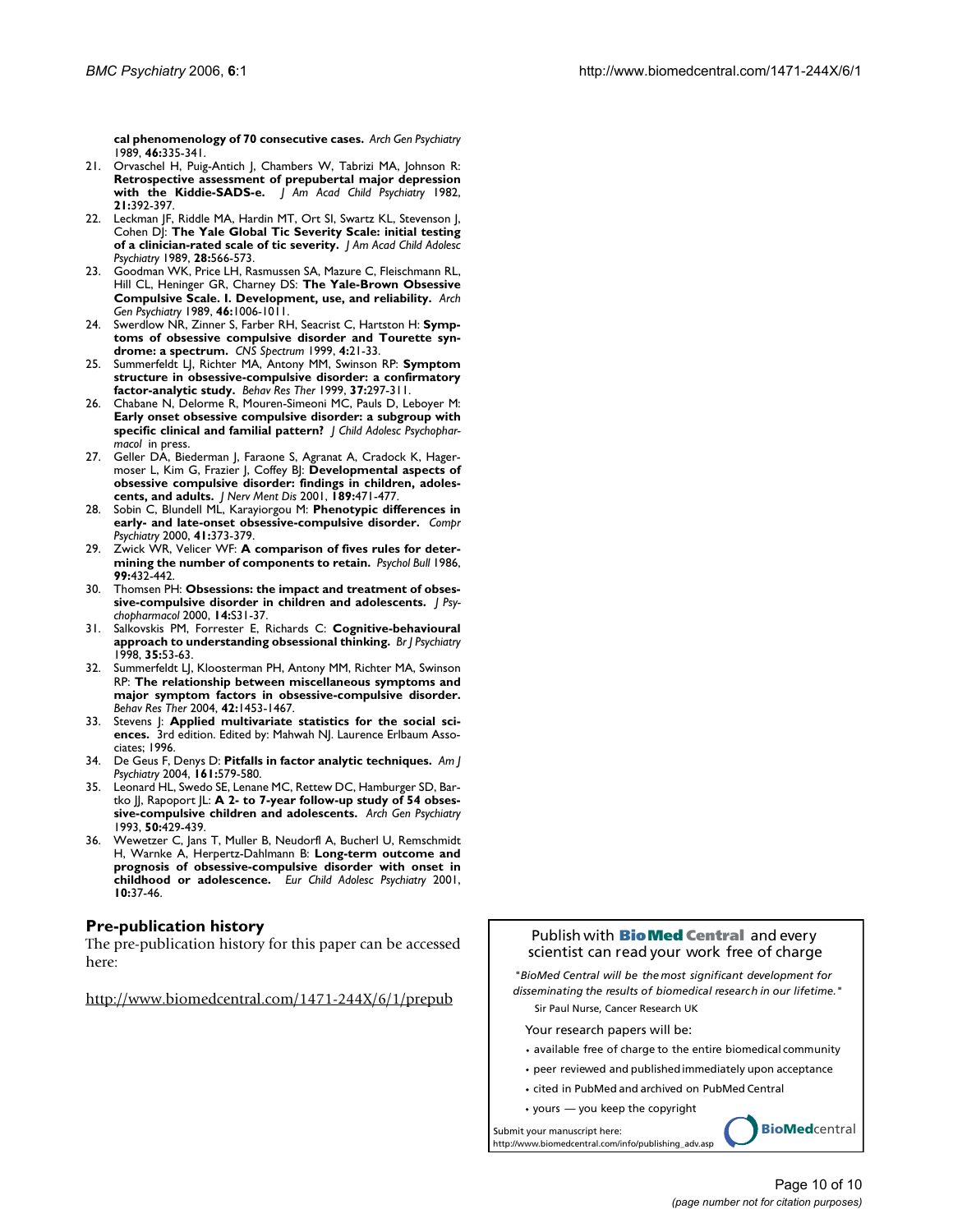cal phenomenology of 70 consecutive cases.** *Arch Gen Psychiatry* 1989, **46:**335-341.

21. Orvaschel H, Puig-Antich J, Chambers W, Tabrizi MA, Johnson R: **Retrospective assessment of prepubertal major depression with the Kiddie-SADS-e.** *J Am Acad Child Psychiatry* 1982, **21:**392-397.
22. Leckman JF, Riddle MA, Hardin MT, Ort SI, Swartz KL, Stevenson J, Cohen DJ: **The Yale Global Tic Severity Scale: initial testing of a clinician-rated scale of tic severity.** *J Am Acad Child Adolesc Psychiatry* 1989, **28:**566-573.
23. Goodman WK, Price LH, Rasmussen SA, Mazure C, Fleischmann RL, Hill CL, Heninger GR, Charney DS: **The Yale-Brown Obsessive Compulsive Scale. I. Development, use, and reliability.** *Arch Gen Psychiatry* 1989, **46:**1006-1011.
24. Swerdlow NR, Zinner S, Farber RH, Seacrist C, Hartston H: **Symptoms of obsessive compulsive disorder and Tourette syndrome: a spectrum.** *CNS Spectrum* 1999, **4:**21-33.
25. Summerfeldt LJ, Richter MA, Antony MM, Swinson RP: **Symptom structure in obsessive-compulsive disorder: a confirmatory factor-analytic study.** *Behav Res Ther* 1999, **37:**297-311.
26. Chabane N, Delorme R, Mouren-Simeoni MC, Pauls D, Leboyer M: **Early onset obsessive compulsive disorder: a subgroup with specific clinical and familial pattern?** *J Child Adolesc Psychopharmacol* in press.
27. Geller DA, Biederman J, Faraone S, Agranat A, Cradock K, Hagermoser L, Kim G, Frazier J, Coffey BJ: **Developmental aspects of obsessive compulsive disorder: findings in children, adolescents, and adults.** *J Nerv Ment Dis* 2001, **189:**471-477.
28. Sobin C, Blundell ML, Karayiorgou M: **Phenotypic differences in early- and late-onset obsessive-compulsive disorder.** *Compr Psychiatry* 2000, **41:**373-379.
29. Zwick WR, Velicer WF: **A comparison of fives rules for determining the number of components to retain.** *Psychol Bull* 1986, **99:**432-442.
30. Thomsen PH: **Obsessions: the impact and treatment of obsessive-compulsive disorder in children and adolescents.** *J Psychopharmacol* 2000, **14:**S31-37.
31. Salkovskis PM, Forrester E, Richards C: **Cognitive-behavioural approach to understanding obsessional thinking.** *Br J Psychiatry* 1998, **35:**53-63.
32. Summerfeldt LJ, Kloosterman PH, Antony MM, Richter MA, Swinson RP: **The relationship between miscellaneous symptoms and major symptom factors in obsessive-compulsive disorder.** *Behav Res Ther* 2004, **42:**1453-1467.
33. Stevens J: **Applied multivariate statistics for the social sciences.** 3rd edition. Edited by: Mahwah NJ. Laurence Erlbaum Associates; 1996.
34. De Geus F, Denys D: **Pitfalls in factor analytic techniques.** *Am J Psychiatry* 2004, **161:**579-580.
35. Leonard HL, Swedo SE, Lenane MC, Rettew DC, Hamburger SD, Bartko JJ, Rapoport JL: **A 2- to 7-year follow-up study of 54 obsessive-compulsive children and adolescents.** *Arch Gen Psychiatry* 1993, **50:**429-439.
36. Wewetzer C, Jans T, Muller B, Neudorfl A, Bucherl U, Remschmidt H, Warnke A, Herpertz-Dahlmann B: **Long-term outcome and prognosis of obsessive-compulsive disorder with onset in childhood or adolescence.** *Eur Child Adolesc Psychiatry* 2001, **10:**37-46.

## Pre-publication history

The pre-publication history for this paper can be accessed here:

http://www.biomedcentral.com/1471-244X/6/1/prepub

Publish with **BioMed Central** and every scientist can read your work free of charge

*"BioMed Central will be the most significant development for disseminating the results of biomedical research in our lifetime."*
Sir Paul Nurse, Cancer Research UK

Your research papers will be:

- available free of charge to the entire biomedical community
- peer reviewed and published immediately upon acceptance
- cited in PubMed and archived on PubMed Central
- yours — you keep the copyright

Submit your manuscript here:
http://www.biomedcentral.com/info/publishing_adv.asp

**BioMed**central